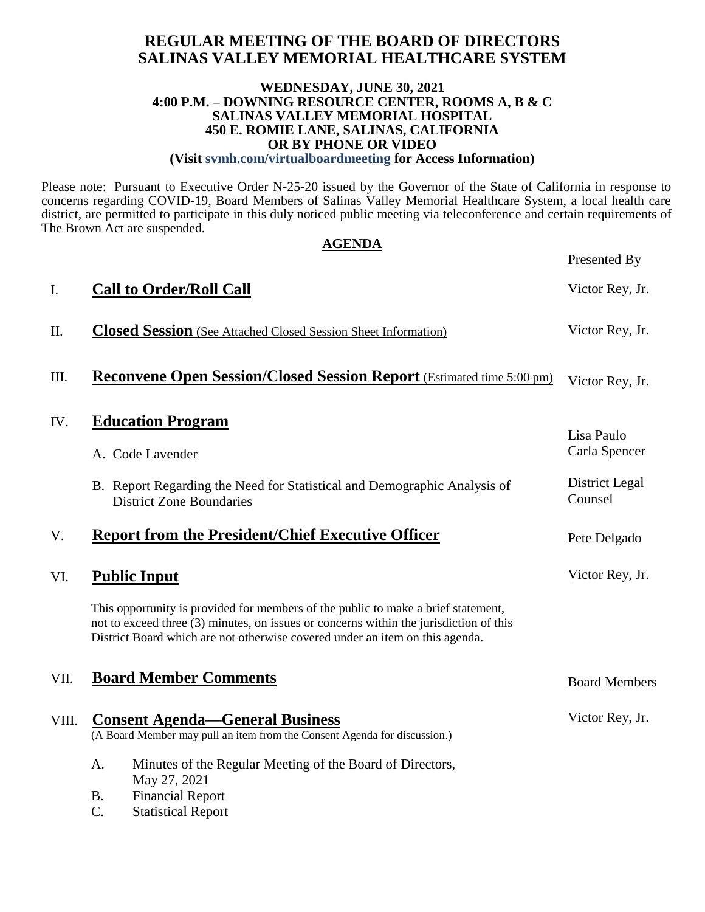# REGULAR MEETING OF THE BOARD OF DIRECTORS
# SALINAS VALLEY MEMORIAL HEALTHCARE SYSTEM

**WEDNESDAY, JUNE 30, 2021**
**4:00 P.M. – DOWNING RESOURCE CENTER, ROOMS A, B & C**
**SALINAS VALLEY MEMORIAL HOSPITAL**
**450 E. ROMIE LANE, SALINAS, CALIFORNIA**
**OR BY PHONE OR VIDEO**
**(Visit svmh.com/virtualboardmeeting for Access Information)**

Please note: Pursuant to Executive Order N-25-20 issued by the Governor of the State of California in response to concerns regarding COVID-19, Board Members of Salinas Valley Memorial Healthcare System, a local health care district, are permitted to participate in this duly noticed public meeting via teleconference and certain requirements of The Brown Act are suspended.

## AGENDA

| | | Presented By |
|---|---|---|
| I. | **Call to Order/Roll Call** | Victor Rey, Jr. |
| II. | **Closed Session** (See Attached Closed Session Sheet Information) | Victor Rey, Jr. |
| III. | **Reconvene Open Session/Closed Session Report** (Estimated time 5:00 pm) | Victor Rey, Jr. |
| IV. | **Education Program** | |
| | A. Code Lavender | Lisa Paulo<br>Carla Spencer |
| | B. Report Regarding the Need for Statistical and Demographic Analysis of District Zone Boundaries | District Legal Counsel |
| V. | **Report from the President/Chief Executive Officer** | Pete Delgado |
| VI. | **Public Input** | Victor Rey, Jr. |

This opportunity is provided for members of the public to make a brief statement, not to exceed three (3) minutes, on issues or concerns within the jurisdiction of this District Board which are not otherwise covered under an item on this agenda.

| | | |
|---|---|---|
| VII. | **Board Member Comments** | Board Members |
| VIII. | **Consent Agenda—General Business** (A Board Member may pull an item from the Consent Agenda for discussion.) | Victor Rey, Jr. |

A. Minutes of the Regular Meeting of the Board of Directors, May 27, 2021
B. Financial Report
C. Statistical Report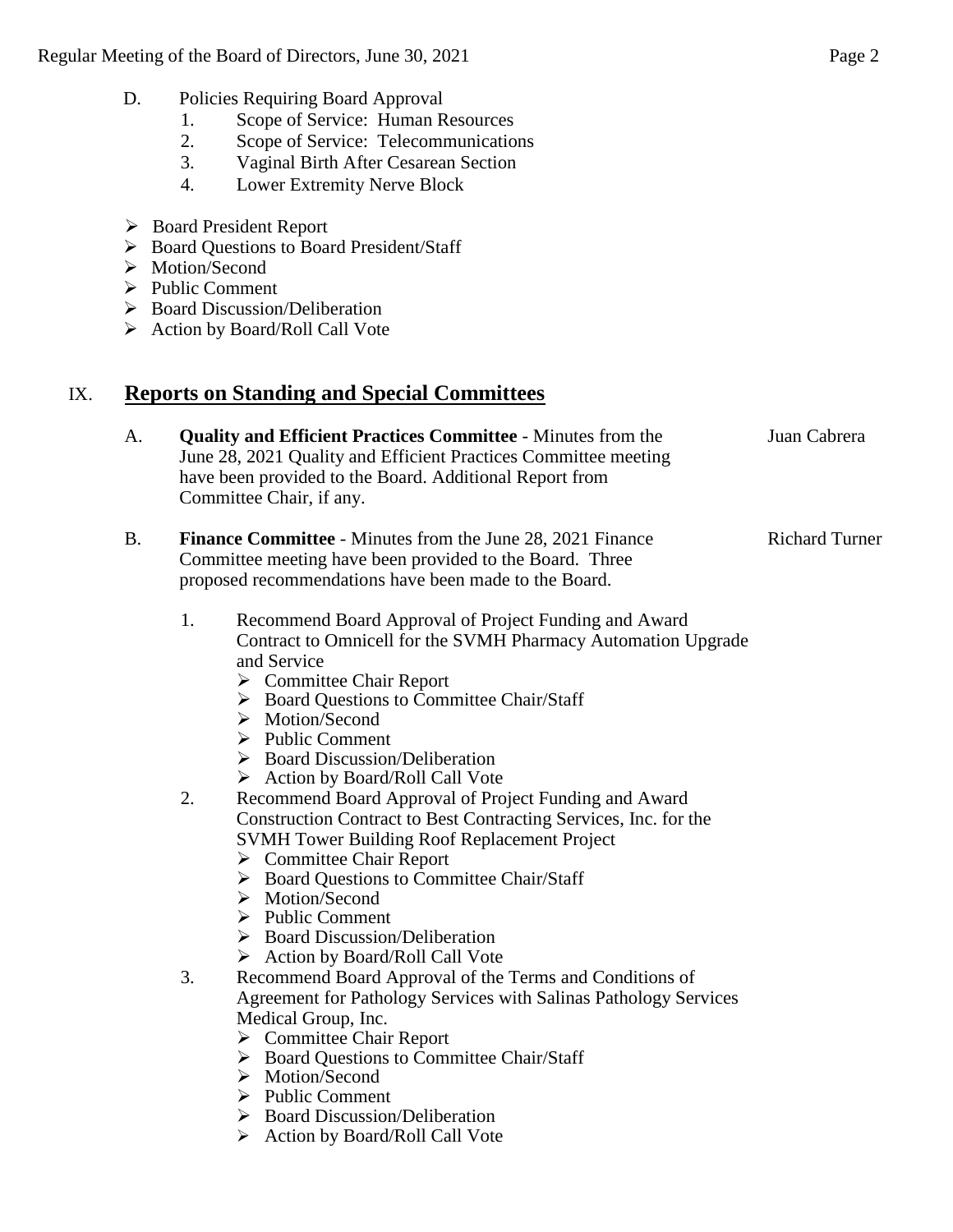D. Policies Requiring Board Approval
   1. Scope of Service: Human Resources
   2. Scope of Service: Telecommunications
   3. Vaginal Birth After Cesarean Section
   4. Lower Extremity Nerve Block

- Board President Report
- Board Questions to Board President/Staff
- Motion/Second
- Public Comment
- Board Discussion/Deliberation
- Action by Board/Roll Call Vote

## IX. Reports on Standing and Special Committees

A. **Quality and Efficient Practices Committee** - Minutes from the June 28, 2021 Quality and Efficient Practices Committee meeting have been provided to the Board. Additional Report from Committee Chair, if any. — Juan Cabrera

B. **Finance Committee** - Minutes from the June 28, 2021 Finance Committee meeting have been provided to the Board. Three proposed recommendations have been made to the Board. — Richard Turner

1. Recommend Board Approval of Project Funding and Award Contract to Omnicell for the SVMH Pharmacy Automation Upgrade and Service
   - Committee Chair Report
   - Board Questions to Committee Chair/Staff
   - Motion/Second
   - Public Comment
   - Board Discussion/Deliberation
   - Action by Board/Roll Call Vote
2. Recommend Board Approval of Project Funding and Award Construction Contract to Best Contracting Services, Inc. for the SVMH Tower Building Roof Replacement Project
   - Committee Chair Report
   - Board Questions to Committee Chair/Staff
   - Motion/Second
   - Public Comment
   - Board Discussion/Deliberation
   - Action by Board/Roll Call Vote
3. Recommend Board Approval of the Terms and Conditions of Agreement for Pathology Services with Salinas Pathology Services Medical Group, Inc.
   - Committee Chair Report
   - Board Questions to Committee Chair/Staff
   - Motion/Second
   - Public Comment
   - Board Discussion/Deliberation
   - Action by Board/Roll Call Vote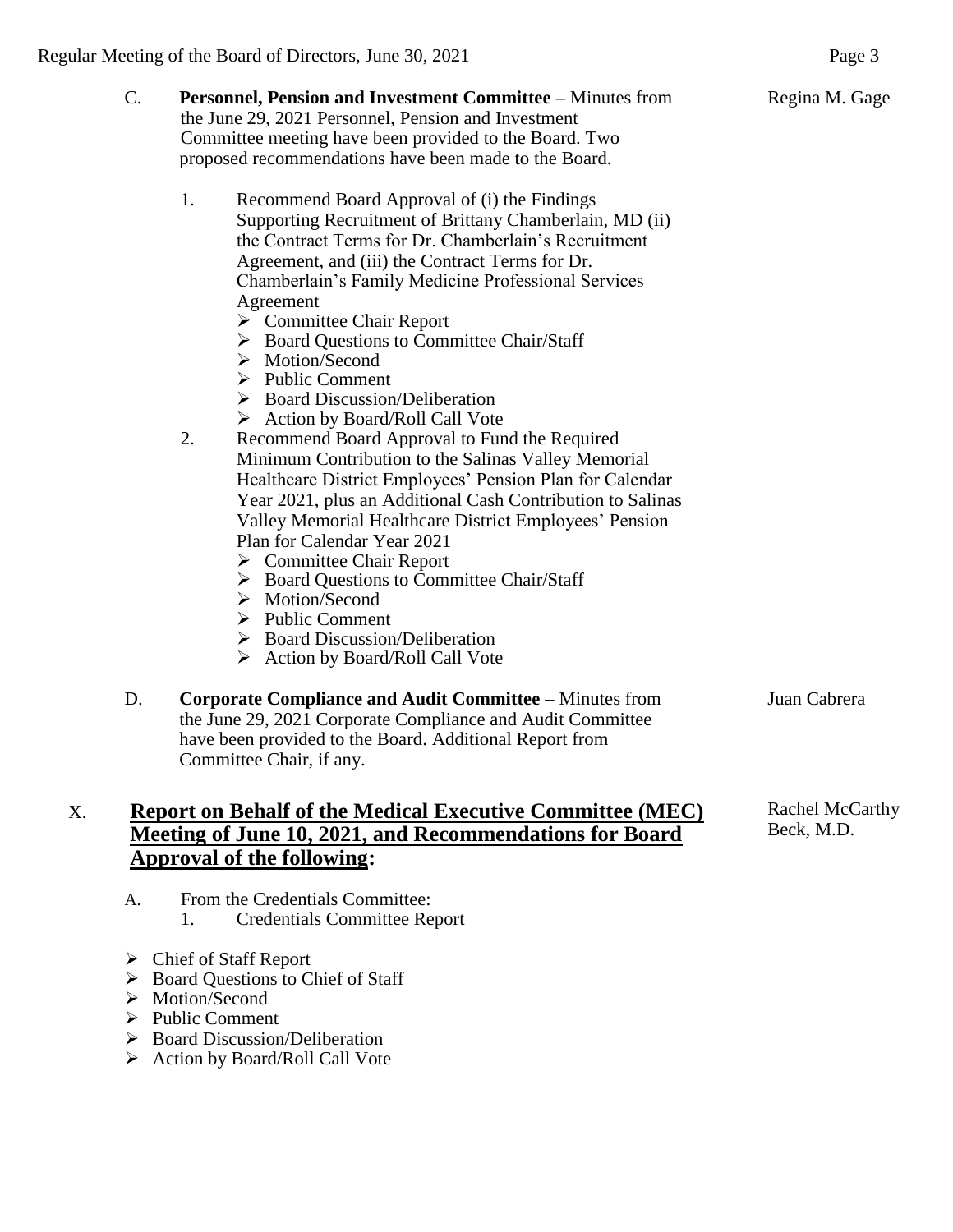C. **Personnel, Pension and Investment Committee –** Minutes from the June 29, 2021 Personnel, Pension and Investment Committee meeting have been provided to the Board. Two proposed recommendations have been made to the Board. — Regina M. Gage

1. Recommend Board Approval of (i) the Findings Supporting Recruitment of Brittany Chamberlain, MD (ii) the Contract Terms for Dr. Chamberlain's Recruitment Agreement, and (iii) the Contract Terms for Dr. Chamberlain's Family Medicine Professional Services Agreement
   - Committee Chair Report
   - Board Questions to Committee Chair/Staff
   - Motion/Second
   - Public Comment
   - Board Discussion/Deliberation
   - Action by Board/Roll Call Vote
2. Recommend Board Approval to Fund the Required Minimum Contribution to the Salinas Valley Memorial Healthcare District Employees' Pension Plan for Calendar Year 2021, plus an Additional Cash Contribution to Salinas Valley Memorial Healthcare District Employees' Pension Plan for Calendar Year 2021
   - Committee Chair Report
   - Board Questions to Committee Chair/Staff
   - Motion/Second
   - Public Comment
   - Board Discussion/Deliberation
   - Action by Board/Roll Call Vote

D. **Corporate Compliance and Audit Committee –** Minutes from the June 29, 2021 Corporate Compliance and Audit Committee have been provided to the Board. Additional Report from Committee Chair, if any. — Juan Cabrera

## X. <u>Report on Behalf of the Medical Executive Committee (MEC) Meeting of June 10, 2021, and Recommendations for Board Approval of the following</u>: — Rachel McCarthy Beck, M.D.

A. From the Credentials Committee:
   1. Credentials Committee Report

- Chief of Staff Report
- Board Questions to Chief of Staff
- Motion/Second
- Public Comment
- Board Discussion/Deliberation
- Action by Board/Roll Call Vote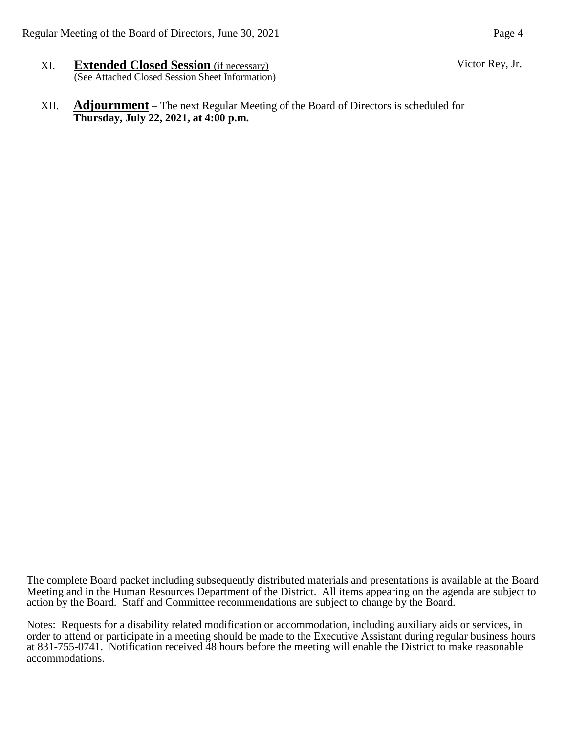XI. **Extended Closed Session** (if necessary) — Victor Rey, Jr.
(See Attached Closed Session Sheet Information)

XII. **Adjournment** – The next Regular Meeting of the Board of Directors is scheduled for **Thursday, July 22, 2021, at 4:00 p.m.**

The complete Board packet including subsequently distributed materials and presentations is available at the Board Meeting and in the Human Resources Department of the District. All items appearing on the agenda are subject to action by the Board. Staff and Committee recommendations are subject to change by the Board.

Notes: Requests for a disability related modification or accommodation, including auxiliary aids or services, in order to attend or participate in a meeting should be made to the Executive Assistant during regular business hours at 831-755-0741. Notification received 48 hours before the meeting will enable the District to make reasonable accommodations.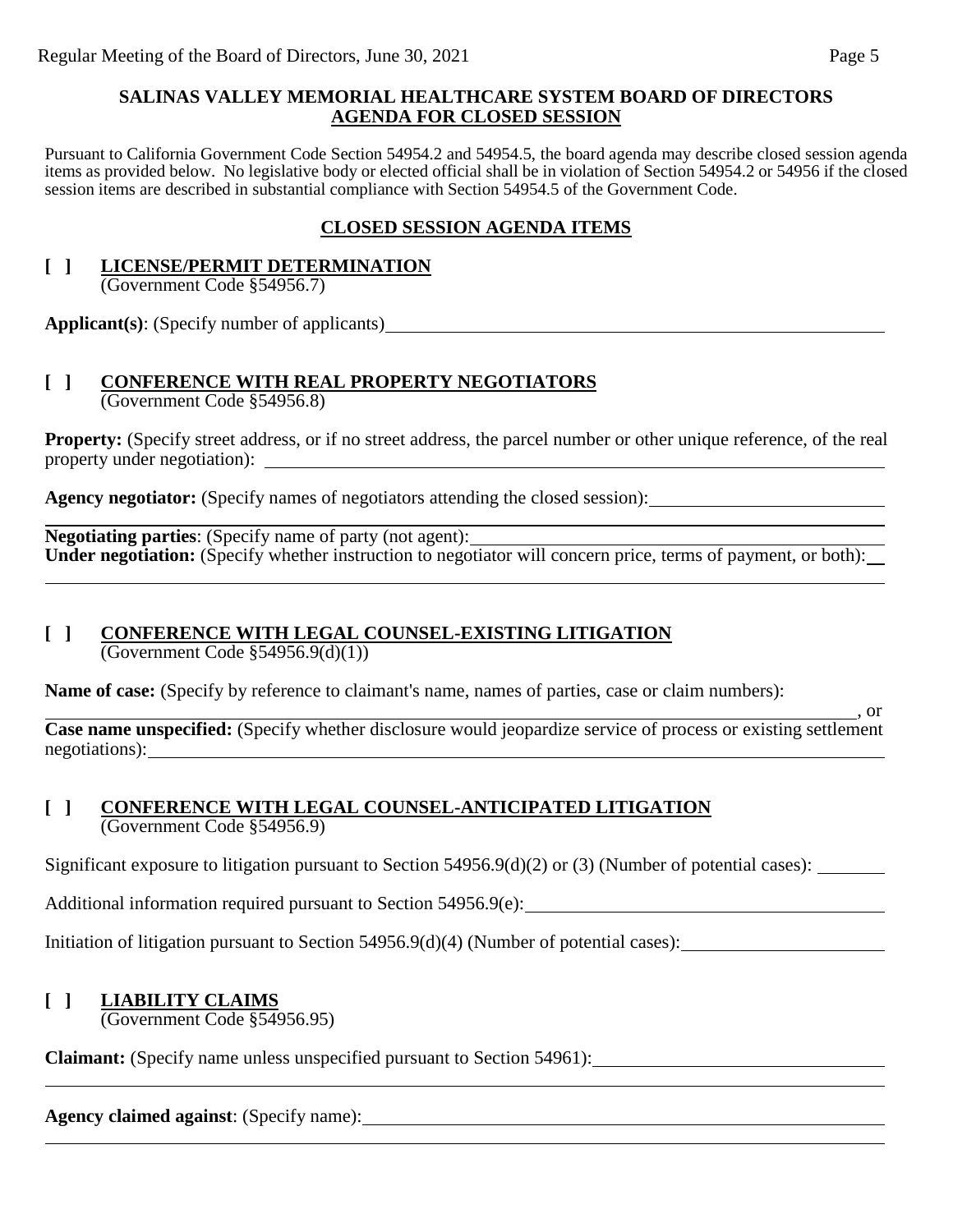**SALINAS VALLEY MEMORIAL HEALTHCARE SYSTEM BOARD OF DIRECTORS**
**AGENDA FOR CLOSED SESSION**

Pursuant to California Government Code Section 54954.2 and 54954.5, the board agenda may describe closed session agenda items as provided below. No legislative body or elected official shall be in violation of Section 54954.2 or 54956 if the closed session items are described in substantial compliance with Section 54954.5 of the Government Code.

**CLOSED SESSION AGENDA ITEMS**

**[ ] LICENSE/PERMIT DETERMINATION**
(Government Code §54956.7)

**Applicant(s)**: (Specify number of applicants)\_\_\_\_\_\_\_\_\_\_\_\_\_\_\_\_\_\_\_\_\_\_\_\_\_\_\_\_\_\_

**[ ] CONFERENCE WITH REAL PROPERTY NEGOTIATORS**
(Government Code §54956.8)

**Property:** (Specify street address, or if no street address, the parcel number or other unique reference, of the real property under negotiation): \_\_\_\_\_\_\_\_\_\_\_\_\_\_\_\_\_\_\_\_\_\_\_\_\_\_\_\_\_\_

**Agency negotiator:** (Specify names of negotiators attending the closed session):\_\_\_\_\_\_\_\_\_\_\_\_\_\_\_\_\_\_\_\_\_\_\_\_\_\_\_\_\_\_

**Negotiating parties**: (Specify name of party (not agent):\_\_\_\_\_\_\_\_\_\_\_\_\_\_\_\_\_\_\_\_\_\_\_\_\_\_\_\_\_\_
**Under negotiation:** (Specify whether instruction to negotiator will concern price, terms of payment, or both):\_\_\_\_\_\_\_\_\_\_\_\_\_\_\_\_\_\_\_\_\_\_\_\_\_\_\_\_\_\_

**[ ] CONFERENCE WITH LEGAL COUNSEL-EXISTING LITIGATION**
(Government Code §54956.9(d)(1))

**Name of case:** (Specify by reference to claimant's name, names of parties, case or claim numbers):
\_\_\_\_\_\_\_\_\_\_\_\_\_\_\_\_\_\_\_\_\_\_\_\_\_\_\_\_\_\_, or
**Case name unspecified:** (Specify whether disclosure would jeopardize service of process or existing settlement negotiations):\_\_\_\_\_\_\_\_\_\_\_\_\_\_\_\_\_\_\_\_\_\_\_\_\_\_\_\_\_\_

**[ ] CONFERENCE WITH LEGAL COUNSEL-ANTICIPATED LITIGATION**
(Government Code §54956.9)

Significant exposure to litigation pursuant to Section 54956.9(d)(2) or (3) (Number of potential cases): \_\_\_\_\_\_\_\_

Additional information required pursuant to Section 54956.9(e):\_\_\_\_\_\_\_\_\_\_\_\_\_\_\_\_\_\_\_\_\_\_\_\_\_\_\_\_\_\_

Initiation of litigation pursuant to Section 54956.9(d)(4) (Number of potential cases):\_\_\_\_\_\_\_\_\_\_\_\_\_\_\_\_\_\_\_\_

**[ ] LIABILITY CLAIMS**
(Government Code §54956.95)

**Claimant:** (Specify name unless unspecified pursuant to Section 54961):\_\_\_\_\_\_\_\_\_\_\_\_\_\_\_\_\_\_\_\_\_\_\_\_\_\_\_\_\_\_

**Agency claimed against**: (Specify name):\_\_\_\_\_\_\_\_\_\_\_\_\_\_\_\_\_\_\_\_\_\_\_\_\_\_\_\_\_\_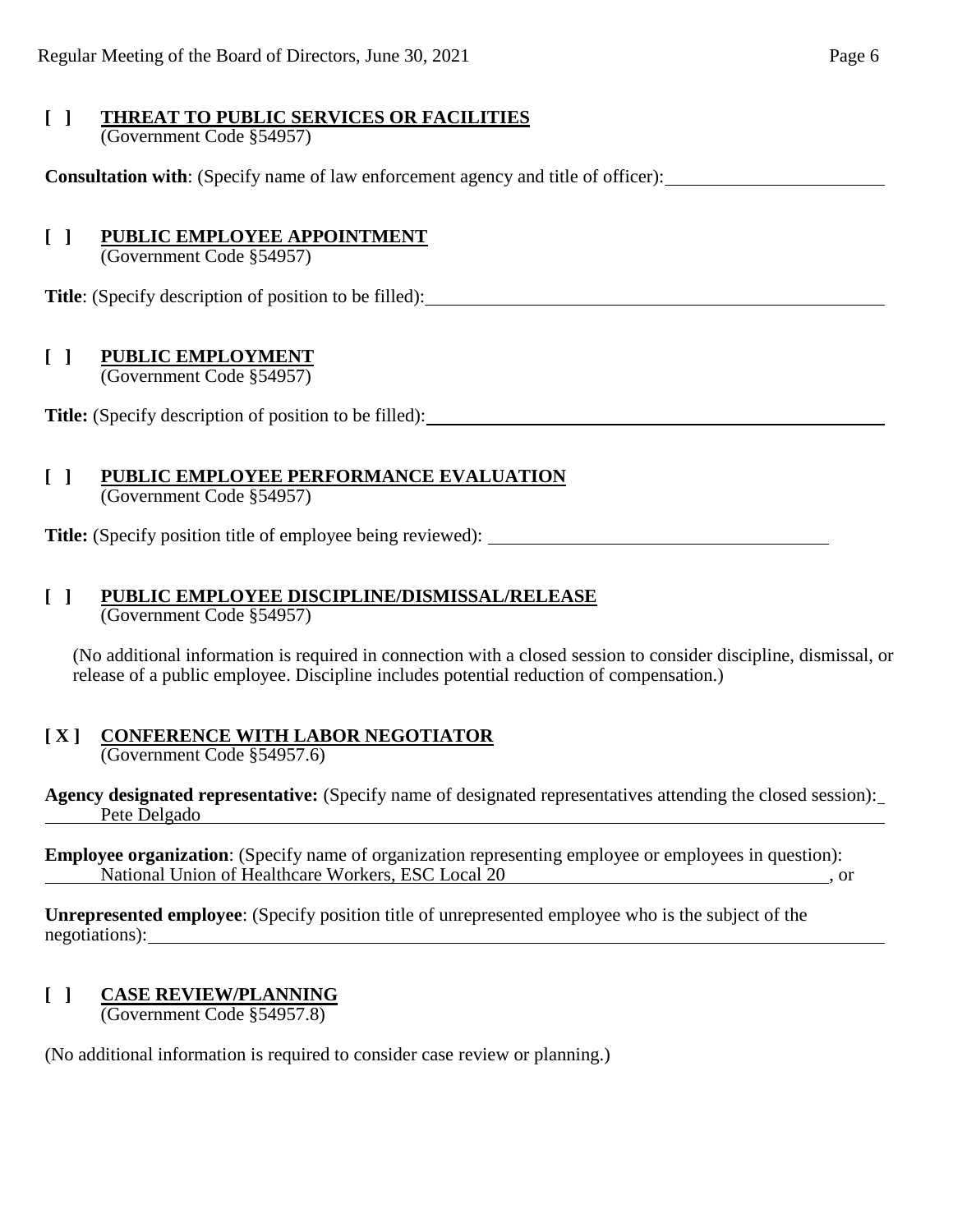**[ ] THREAT TO PUBLIC SERVICES OR FACILITIES**
(Government Code §54957)

**Consultation with**: (Specify name of law enforcement agency and title of officer): \_\_\_\_\_\_\_\_\_\_\_\_\_\_\_\_\_\_\_\_\_\_\_\_

**[ ] PUBLIC EMPLOYEE APPOINTMENT**
(Government Code §54957)

**Title**: (Specify description of position to be filled): \_\_\_\_\_\_\_\_\_\_\_\_\_\_\_\_\_\_\_\_\_\_\_\_

**[ ] PUBLIC EMPLOYMENT**
(Government Code §54957)

**Title:** (Specify description of position to be filled): \_\_\_\_\_\_\_\_\_\_\_\_\_\_\_\_\_\_\_\_\_\_\_\_

**[ ] PUBLIC EMPLOYEE PERFORMANCE EVALUATION**
(Government Code §54957)

**Title:** (Specify position title of employee being reviewed): \_\_\_\_\_\_\_\_\_\_\_\_\_\_\_\_\_\_\_\_\_\_\_\_

**[ ] PUBLIC EMPLOYEE DISCIPLINE/DISMISSAL/RELEASE**
(Government Code §54957)

(No additional information is required in connection with a closed session to consider discipline, dismissal, or release of a public employee. Discipline includes potential reduction of compensation.)

**[ X ] CONFERENCE WITH LABOR NEGOTIATOR**
(Government Code §54957.6)

**Agency designated representative:** (Specify name of designated representatives attending the closed session):
Pete Delgado

**Employee organization**: (Specify name of organization representing employee or employees in question):
National Union of Healthcare Workers, ESC Local 20, or

**Unrepresented employee**: (Specify position title of unrepresented employee who is the subject of the negotiations): \_\_\_\_\_\_\_\_\_\_\_\_\_\_\_\_\_\_\_\_\_\_\_\_

**[ ] CASE REVIEW/PLANNING**
(Government Code §54957.8)

(No additional information is required to consider case review or planning.)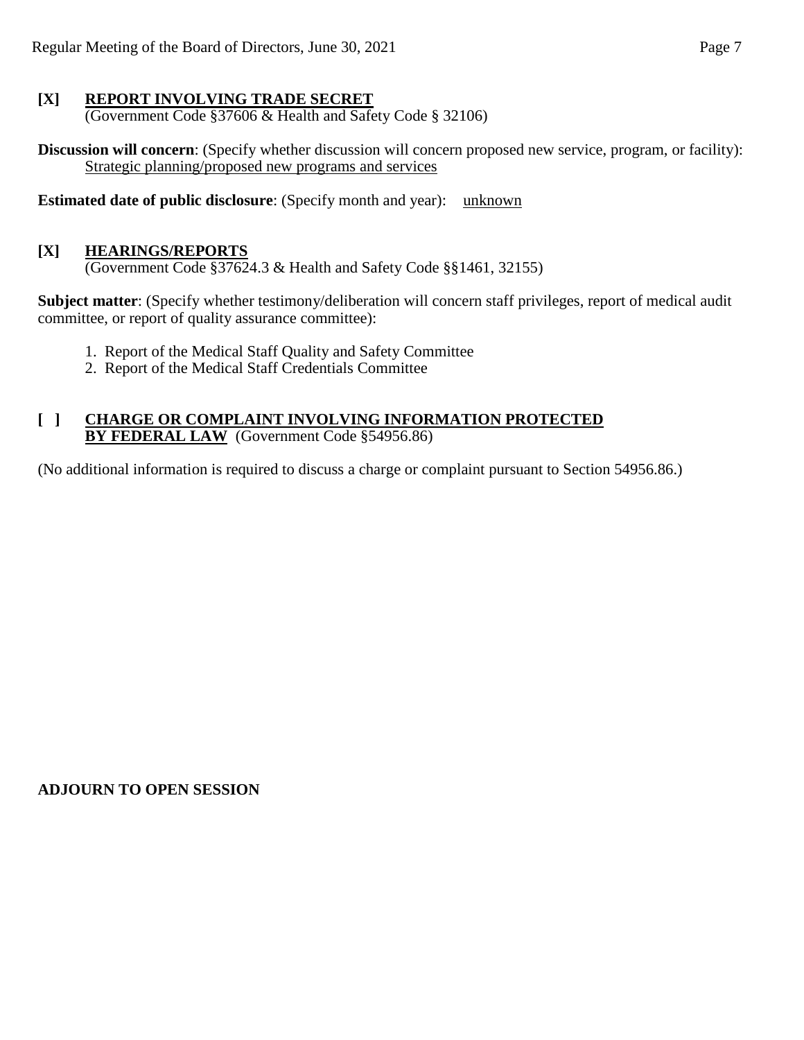**[X] REPORT INVOLVING TRADE SECRET**
(Government Code §37606 & Health and Safety Code § 32106)

**Discussion will concern**: (Specify whether discussion will concern proposed new service, program, or facility): Strategic planning/proposed new programs and services

**Estimated date of public disclosure**: (Specify month and year): unknown

**[X] HEARINGS/REPORTS**
(Government Code §37624.3 & Health and Safety Code §§1461, 32155)

**Subject matter**: (Specify whether testimony/deliberation will concern staff privileges, report of medical audit committee, or report of quality assurance committee):

1. Report of the Medical Staff Quality and Safety Committee
2. Report of the Medical Staff Credentials Committee

**[ ] CHARGE OR COMPLAINT INVOLVING INFORMATION PROTECTED BY FEDERAL LAW** (Government Code §54956.86)

(No additional information is required to discuss a charge or complaint pursuant to Section 54956.86.)

**ADJOURN TO OPEN SESSION**